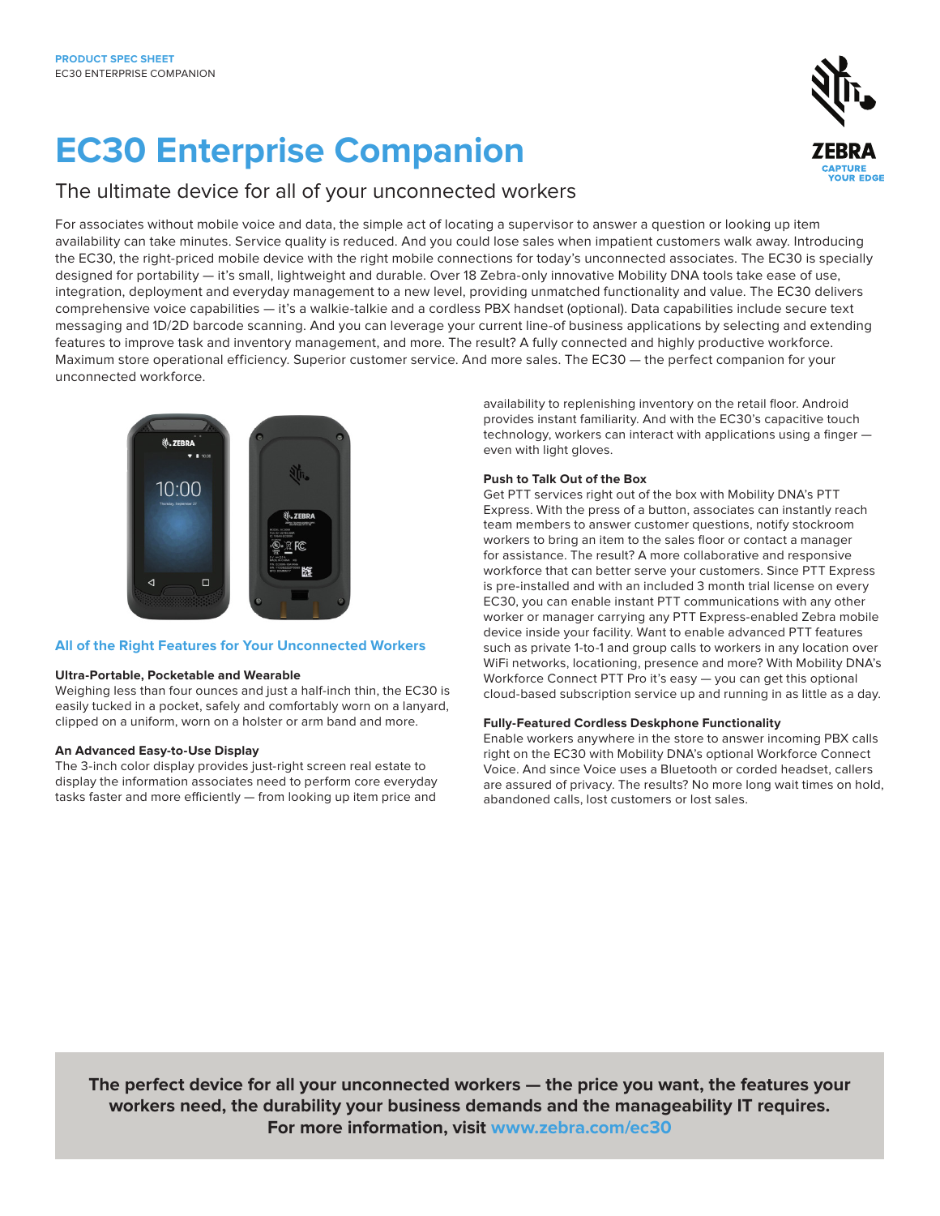PRODUCT SPEC SHEET
EC30 ENTERPRISE COMPANION

# EC30 Enterprise Companion

## The ultimate device for all of your unconnected workers

For associates without mobile voice and data, the simple act of locating a supervisor to answer a question or looking up item availability can take minutes. Service quality is reduced. And you could lose sales when impatient customers walk away. Introducing the EC30, the right-priced mobile device with the right mobile connections for today's unconnected associates. The EC30 is specially designed for portability — it's small, lightweight and durable. Over 18 Zebra-only innovative Mobility DNA tools take ease of use, integration, deployment and everyday management to a new level, providing unmatched functionality and value. The EC30 delivers comprehensive voice capabilities — it's a walkie-talkie and a cordless PBX handset (optional). Data capabilities include secure text messaging and 1D/2D barcode scanning. And you can leverage your current line-of business applications by selecting and extending features to improve task and inventory management, and more. The result? A fully connected and highly productive workforce. Maximum store operational efficiency. Superior customer service. And more sales. The EC30 — the perfect companion for your unconnected workforce.

### All of the Right Features for Your Unconnected Workers

**Ultra-Portable, Pocketable and Wearable**
Weighing less than four ounces and just a half-inch thin, the EC30 is easily tucked in a pocket, safely and comfortably worn on a lanyard, clipped on a uniform, worn on a holster or arm band and more.

**An Advanced Easy-to-Use Display**
The 3-inch color display provides just-right screen real estate to display the information associates need to perform core everyday tasks faster and more efficiently — from looking up item price and availability to replenishing inventory on the retail floor. Android provides instant familiarity. And with the EC30's capacitive touch technology, workers can interact with applications using a finger — even with light gloves.

**Push to Talk Out of the Box**
Get PTT services right out of the box with Mobility DNA's PTT Express. With the press of a button, associates can instantly reach team members to answer customer questions, notify stockroom workers to bring an item to the sales floor or contact a manager for assistance. The result? A more collaborative and responsive workforce that can better serve your customers. Since PTT Express is pre-installed and with an included 3 month trial license on every EC30, you can enable instant PTT communications with any other worker or manager carrying any PTT Express-enabled Zebra mobile device inside your facility. Want to enable advanced PTT features such as private 1-to-1 and group calls to workers in any location over WiFi networks, locationing, presence and more? With Mobility DNA's Workforce Connect PTT Pro it's easy — you can get this optional cloud-based subscription service up and running in as little as a day.

**Fully-Featured Cordless Deskphone Functionality**
Enable workers anywhere in the store to answer incoming PBX calls right on the EC30 with Mobility DNA's optional Workforce Connect Voice. And since Voice uses a Bluetooth or corded headset, callers are assured of privacy. The results? No more long wait times on hold, abandoned calls, lost customers or lost sales.

**The perfect device for all your unconnected workers — the price you want, the features your workers need, the durability your business demands and the manageability IT requires. For more information, visit www.zebra.com/ec30**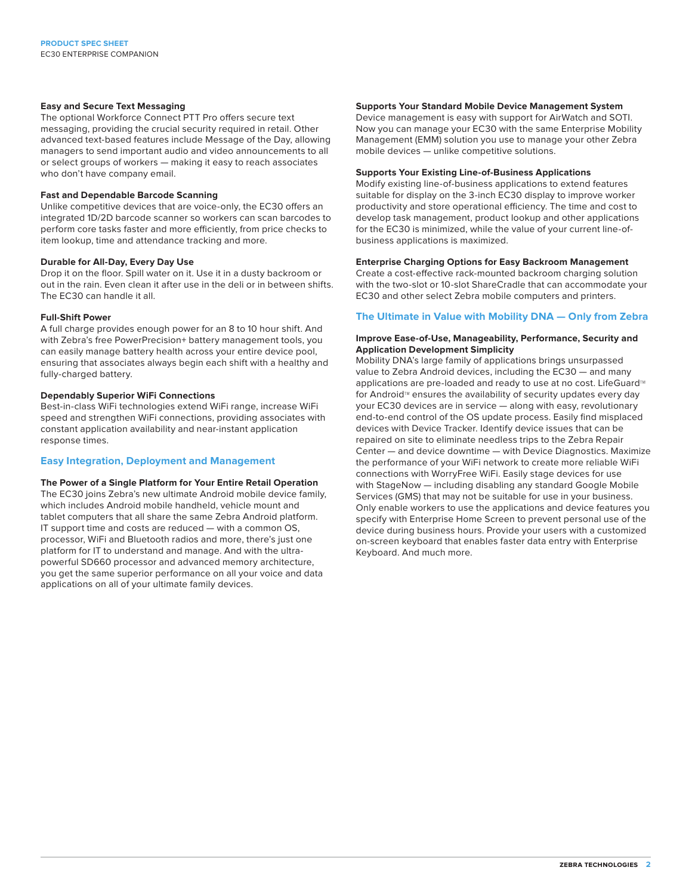### Easy and Secure Text Messaging

The optional Workforce Connect PTT Pro offers secure text messaging, providing the crucial security required in retail. Other advanced text-based features include Message of the Day, allowing managers to send important audio and video announcements to all or select groups of workers — making it easy to reach associates who don't have company email.

### Fast and Dependable Barcode Scanning

Unlike competitive devices that are voice-only, the EC30 offers an integrated 1D/2D barcode scanner so workers can scan barcodes to perform core tasks faster and more efficiently, from price checks to item lookup, time and attendance tracking and more.

### Durable for All-Day, Every Day Use

Drop it on the floor. Spill water on it. Use it in a dusty backroom or out in the rain. Even clean it after use in the deli or in between shifts. The EC30 can handle it all.

### Full-Shift Power

A full charge provides enough power for an 8 to 10 hour shift. And with Zebra's free PowerPrecision+ battery management tools, you can easily manage battery health across your entire device pool, ensuring that associates always begin each shift with a healthy and fully-charged battery.

### Dependably Superior WiFi Connections

Best-in-class WiFi technologies extend WiFi range, increase WiFi speed and strengthen WiFi connections, providing associates with constant application availability and near-instant application response times.

## Easy Integration, Deployment and Management

### The Power of a Single Platform for Your Entire Retail Operation

The EC30 joins Zebra's new ultimate Android mobile device family, which includes Android mobile handheld, vehicle mount and tablet computers that all share the same Zebra Android platform. IT support time and costs are reduced — with a common OS, processor, WiFi and Bluetooth radios and more, there's just one platform for IT to understand and manage. And with the ultra-powerful SD660 processor and advanced memory architecture, you get the same superior performance on all your voice and data applications on all of your ultimate family devices.

### Supports Your Standard Mobile Device Management System

Device management is easy with support for AirWatch and SOTI. Now you can manage your EC30 with the same Enterprise Mobility Management (EMM) solution you use to manage your other Zebra mobile devices — unlike competitive solutions.

### Supports Your Existing Line-of-Business Applications

Modify existing line-of-business applications to extend features suitable for display on the 3-inch EC30 display to improve worker productivity and store operational efficiency. The time and cost to develop task management, product lookup and other applications for the EC30 is minimized, while the value of your current line-of-business applications is maximized.

### Enterprise Charging Options for Easy Backroom Management

Create a cost-effective rack-mounted backroom charging solution with the two-slot or 10-slot ShareCradle that can accommodate your EC30 and other select Zebra mobile computers and printers.

## The Ultimate in Value with Mobility DNA — Only from Zebra

### Improve Ease-of-Use, Manageability, Performance, Security and Application Development Simplicity

Mobility DNA's large family of applications brings unsurpassed value to Zebra Android devices, including the EC30 — and many applications are pre-loaded and ready to use at no cost. LifeGuard™ for Android™ ensures the availability of security updates every day your EC30 devices are in service — along with easy, revolutionary end-to-end control of the OS update process. Easily find misplaced devices with Device Tracker. Identify device issues that can be repaired on site to eliminate needless trips to the Zebra Repair Center — and device downtime — with Device Diagnostics. Maximize the performance of your WiFi network to create more reliable WiFi connections with WorryFree WiFi. Easily stage devices for use with StageNow — including disabling any standard Google Mobile Services (GMS) that may not be suitable for use in your business. Only enable workers to use the applications and device features you specify with Enterprise Home Screen to prevent personal use of the device during business hours. Provide your users with a customized on-screen keyboard that enables faster data entry with Enterprise Keyboard. And much more.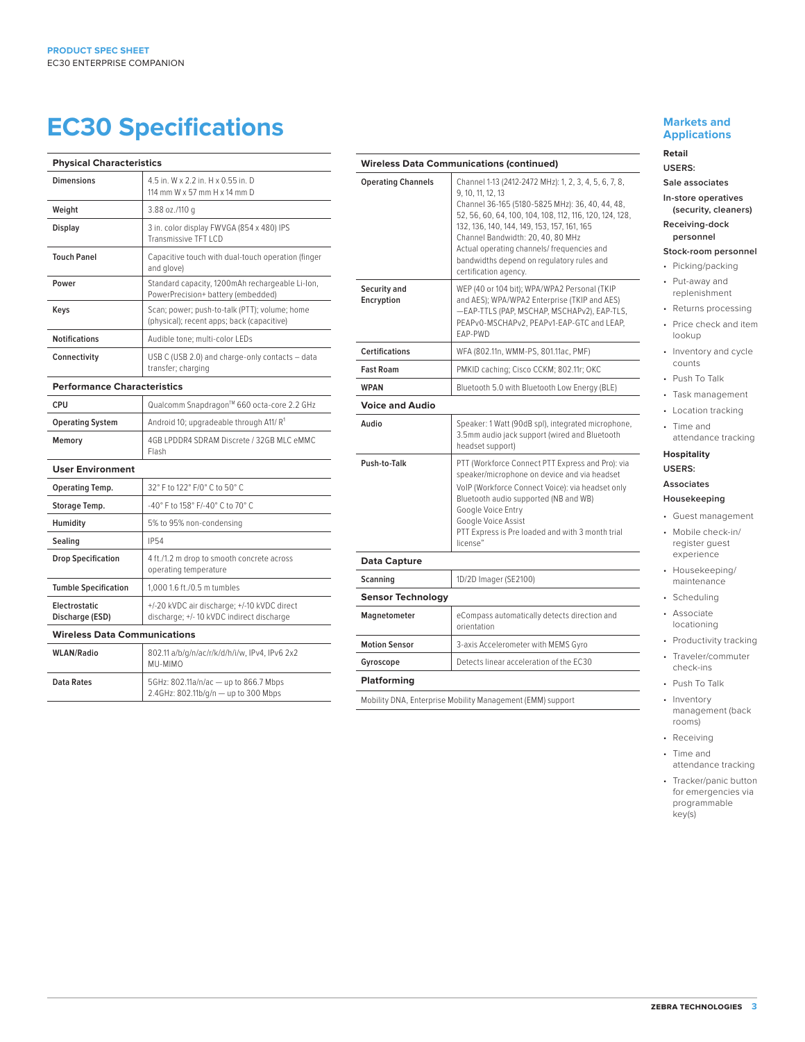# EC30 Specifications

| Physical Characteristics | |
|---|---|
| Dimensions | 4.5 in. W x 2.2 in. H x 0.55 in. D<br>114 mm W x 57 mm H x 14 mm D |
| Weight | 3.88 oz./110 g |
| Display | 3 in. color display FWVGA (854 x 480) IPS Transmissive TFT LCD |
| Touch Panel | Capacitive touch with dual-touch operation (finger and glove) |
| Power | Standard capacity, 1200mAh rechargeable Li-Ion, PowerPrecision+ battery (embedded) |
| Keys | Scan; power; push-to-talk (PTT); volume; home (physical); recent apps; back (capacitive) |
| Notifications | Audible tone; multi-color LEDs |
| Connectivity | USB C (USB 2.0) and charge-only contacts – data transfer; charging |
| **Performance Characteristics** | |
| CPU | Qualcomm Snapdragon™ 660 octa-core 2.2 GHz |
| Operating System | Android 10; upgradeable through A11/ R[1] |
| Memory | 4GB LPDDR4 SDRAM Discrete / 32GB MLC eMMC Flash |
| **User Environment** | |
| Operating Temp. | 32° F to 122° F/0° C to 50° C |
| Storage Temp. | -40° F to 158° F/-40° C to 70° C |
| Humidity | 5% to 95% non-condensing |
| Sealing | IP54 |
| Drop Specification | 4 ft./1.2 m drop to smooth concrete across operating temperature |
| Tumble Specification | 1,000 1.6 ft./0.5 m tumbles |
| Electrostatic Discharge (ESD) | +/-20 kVDC air discharge; +/-10 kVDC direct discharge; +/- 10 kVDC indirect discharge |
| **Wireless Data Communications** | |
| WLAN/Radio | 802.11 a/b/g/n/ac/r/k/d/h/i/w, IPv4, IPv6 2x2 MU-MIMO |
| Data Rates | 5GHz: 802.11a/n/ac — up to 866.7 Mbps<br>2.4GHz: 802.11b/g/n — up to 300 Mbps |

| Wireless Data Communications (continued) | |
|---|---|
| Operating Channels | Channel 1-13 (2412-2472 MHz): 1, 2, 3, 4, 5, 6, 7, 8, 9, 10, 11, 12, 13<br>Channel 36-165 (5180-5825 MHz): 36, 40, 44, 48, 52, 56, 60, 64, 100, 104, 108, 112, 116, 120, 124, 128, 132, 136, 140, 144, 149, 153, 157, 161, 165<br>Channel Bandwidth: 20, 40, 80 MHz<br>Actual operating channels/ frequencies and bandwidths depend on regulatory rules and certification agency. |
| Security and Encryption | WEP (40 or 104 bit); WPA/WPA2 Personal (TKIP and AES); WPA/WPA2 Enterprise (TKIP and AES) —EAP-TTLS (PAP, MSCHAP, MSCHAPv2), EAP-TLS, PEAPv0-MSCHAPv2, PEAPv1-EAP-GTC and LEAP, EAP-PWD |
| Certifications | WFA (802.11n, WMM-PS, 801.11ac, PMF) |
| Fast Roam | PMKID caching; Cisco CCKM; 802.11r; OKC |
| WPAN | Bluetooth 5.0 with Bluetooth Low Energy (BLE) |
| **Voice and Audio** | |
| Audio | Speaker: 1 Watt (90dB spl), integrated microphone, 3.5mm audio jack support (wired and Bluetooth headset support) |
| Push-to-Talk | PTT (Workforce Connect PTT Express and Pro): via speaker/microphone on device and via headset<br>VoIP (Workforce Connect Voice): via headset only<br>Bluetooth audio supported (NB and WB)<br>Google Voice Entry<br>Google Voice Assist<br>PTT Express is Pre loaded and with 3 month trial license" |
| **Data Capture** | |
| Scanning | 1D/2D Imager (SE2100) |
| **Sensor Technology** | |
| Magnetometer | eCompass automatically detects direction and orientation |
| Motion Sensor | 3-axis Accelerometer with MEMS Gyro |
| Gyroscope | Detects linear acceleration of the EC30 |
| **Platforming** | |
| Mobility DNA, Enterprise Mobility Management (EMM) support | |

## Markets and Applications

**Retail**

**USERS:**

**Sale associates**

**In-store operatives (security, cleaners)**

**Receiving-dock personnel**

**Stock-room personnel**

- Picking/packing
- Put-away and replenishment
- Returns processing
- Price check and item lookup
- Inventory and cycle counts
- Push To Talk
- Task management
- Location tracking
- Time and attendance tracking

**Hospitality**

**USERS:**

**Associates**

**Housekeeping**

- Guest management
- Mobile check-in/ register guest experience
- Housekeeping/ maintenance
- Scheduling
- Associate locationing
- Productivity tracking
- Traveler/commuter check-ins
- Push To Talk
- Inventory management (back rooms)
- Receiving
- Time and attendance tracking
- Tracker/panic button for emergencies via programmable key(s)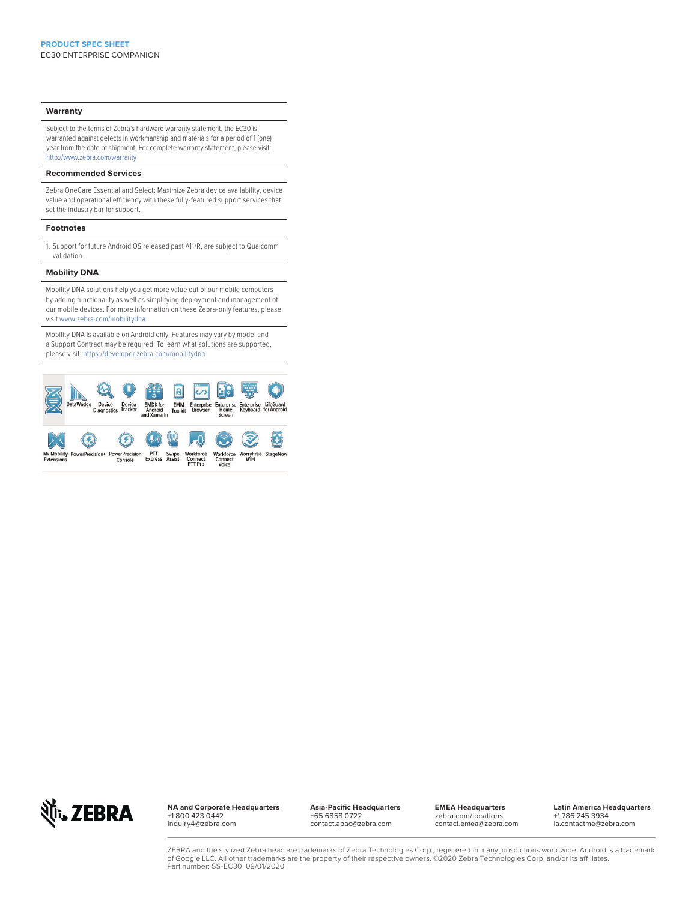## Warranty

Subject to the terms of Zebra's hardware warranty statement, the EC30 is warranted against defects in workmanship and materials for a period of 1 (one) year from the date of shipment. For complete warranty statement, please visit: http://www.zebra.com/warranty

## Recommended Services

Zebra OneCare Essential and Select: Maximize Zebra device availability, device value and operational efficiency with these fully-featured support services that set the industry bar for support.

## Footnotes

1. Support for future Android OS released past A11/R, are subject to Qualcomm validation.

## Mobility DNA

Mobility DNA solutions help you get more value out of our mobile computers by adding functionality as well as simplifying deployment and management of our mobile devices. For more information on these Zebra-only features, please visit www.zebra.com/mobilitydna

Mobility DNA is available on Android only. Features may vary by model and a Support Contract may be required. To learn what solutions are supported, please visit: https://developer.zebra.com/mobilitydna

DataWedge
Device Diagnostics
Device Tracker
EMDK for Android and Xamarin
EMM Toolkit
Enterprise Browser
Enterprise Home Screen
Enterprise Keyboard
LifeGuard for Android
Mx Mobility Extensions
PowerPrecision+
PowerPrecision Console
PTT Express
Swipe Assist
Workforce Connect PTT Pro
Workforce Connect Voice
WorryFree WiFi
StageNow

**NA and Corporate Headquarters**
+1 800 423 0442
inquiry4@zebra.com

**Asia-Pacific Headquarters**
+65 6858 0722
contact.apac@zebra.com

**EMEA Headquarters**
zebra.com/locations
contact.emea@zebra.com

**Latin America Headquarters**
+1 786 245 3934
la.contactme@zebra.com

ZEBRA and the stylized Zebra head are trademarks of Zebra Technologies Corp., registered in many jurisdictions worldwide. Android is a trademark of Google LLC. All other trademarks are the property of their respective owners. ©2020 Zebra Technologies Corp. and/or its affiliates.
Part number: SS-EC30 09/01/2020